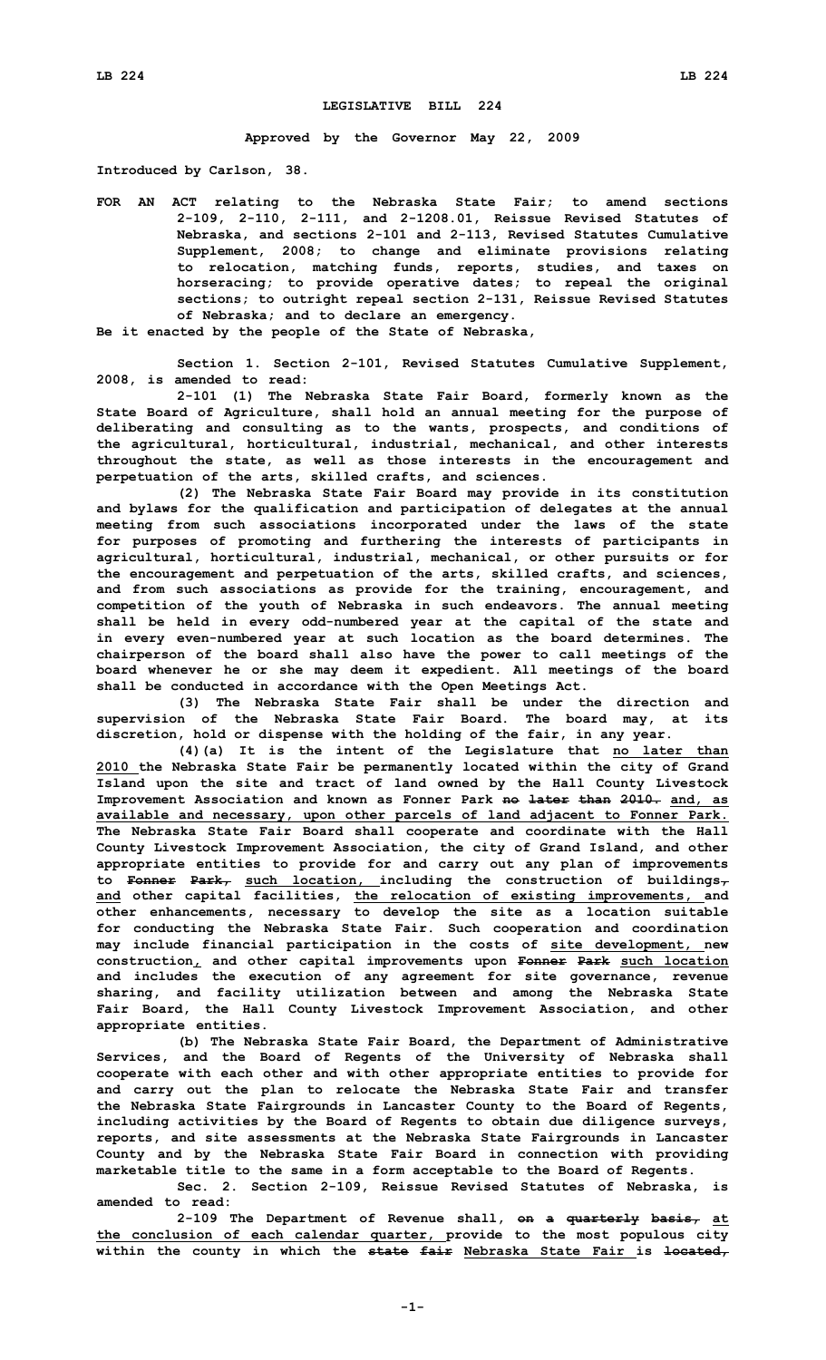**LEGISLATIVE BILL 224**

**Approved by the Governor May 22, 2009**

**Introduced by Carlson, 38.**

**FOR AN ACT relating to the Nebraska State Fair; to amend sections 2-109, 2-110, 2-111, and 2-1208.01, Reissue Revised Statutes of Nebraska, and sections 2-101 and 2-113, Revised Statutes Cumulative Supplement, 2008; to change and eliminate provisions relating to relocation, matching funds, reports, studies, and taxes on horseracing; to provide operative dates; to repeal the original sections; to outright repeal section 2-131, Reissue Revised Statutes of Nebraska; and to declare an emergency.**

**Be it enacted by the people of the State of Nebraska,**

**Section 1. Section 2-101, Revised Statutes Cumulative Supplement, 2008, is amended to read:**

**2-101 (1) The Nebraska State Fair Board, formerly known as the State Board of Agriculture, shall hold an annual meeting for the purpose of deliberating and consulting as to the wants, prospects, and conditions of the agricultural, horticultural, industrial, mechanical, and other interests throughout the state, as well as those interests in the encouragement and perpetuation of the arts, skilled crafts, and sciences.**

**(2) The Nebraska State Fair Board may provide in its constitution and bylaws for the qualification and participation of delegates at the annual meeting from such associations incorporated under the laws of the state for purposes of promoting and furthering the interests of participants in agricultural, horticultural, industrial, mechanical, or other pursuits or for the encouragement and perpetuation of the arts, skilled crafts, and sciences, and from such associations as provide for the training, encouragement, and competition of the youth of Nebraska in such endeavors. The annual meeting shall be held in every odd-numbered year at the capital of the state and in every even-numbered year at such location as the board determines. The chairperson of the board shall also have the power to call meetings of the board whenever he or she may deem it expedient. All meetings of the board shall be conducted in accordance with the Open Meetings Act.**

**(3) The Nebraska State Fair shall be under the direction and supervision of the Nebraska State Fair Board. The board may, at its discretion, hold or dispense with the holding of the fair, in any year.**

**(4)(a) It is the intent of the Legislature that <u>no later than 2010</u> the Nebraska State Fair be permanently located within the city of Grand Island upon the site and tract of land owned by the Hall County Livestock Improvement Association and known as Fonner Park ~~no later than 2010.~~ <u>and, as available and necessary, upon other parcels of land adjacent to Fonner Park.</u> The Nebraska State Fair Board shall cooperate and coordinate with the Hall County Livestock Improvement Association, the city of Grand Island, and other appropriate entities to provide for and carry out any plan of improvements to ~~Fonner Park,~~ <u>such location,</u> including the construction of buildings~~,~~ <u>and</u> other capital facilities, <u>the relocation of existing improvements,</u> and other enhancements, necessary to develop the site as a location suitable for conducting the Nebraska State Fair. Such cooperation and coordination may include financial participation in the costs of <u>site development,</u> new construction<u>,</u> and other capital improvements upon ~~Fonner Park~~ <u>such location</u> and includes the execution of any agreement for site governance, revenue sharing, and facility utilization between and among the Nebraska State Fair Board, the Hall County Livestock Improvement Association, and other appropriate entities.**

**(b) The Nebraska State Fair Board, the Department of Administrative Services, and the Board of Regents of the University of Nebraska shall cooperate with each other and with other appropriate entities to provide for and carry out the plan to relocate the Nebraska State Fair and transfer the Nebraska State Fairgrounds in Lancaster County to the Board of Regents, including activities by the Board of Regents to obtain due diligence surveys, reports, and site assessments at the Nebraska State Fairgrounds in Lancaster County and by the Nebraska State Fair Board in connection with providing marketable title to the same in a form acceptable to the Board of Regents.**

**Sec. 2. Section 2-109, Reissue Revised Statutes of Nebraska, is amended to read:**

**2-109 The Department of Revenue shall, ~~on a quarterly basis,~~ <u>at the conclusion of each calendar quarter,</u> provide to the most populous city within the county in which the ~~state fair~~ <u>Nebraska State Fair</u> is ~~located,~~**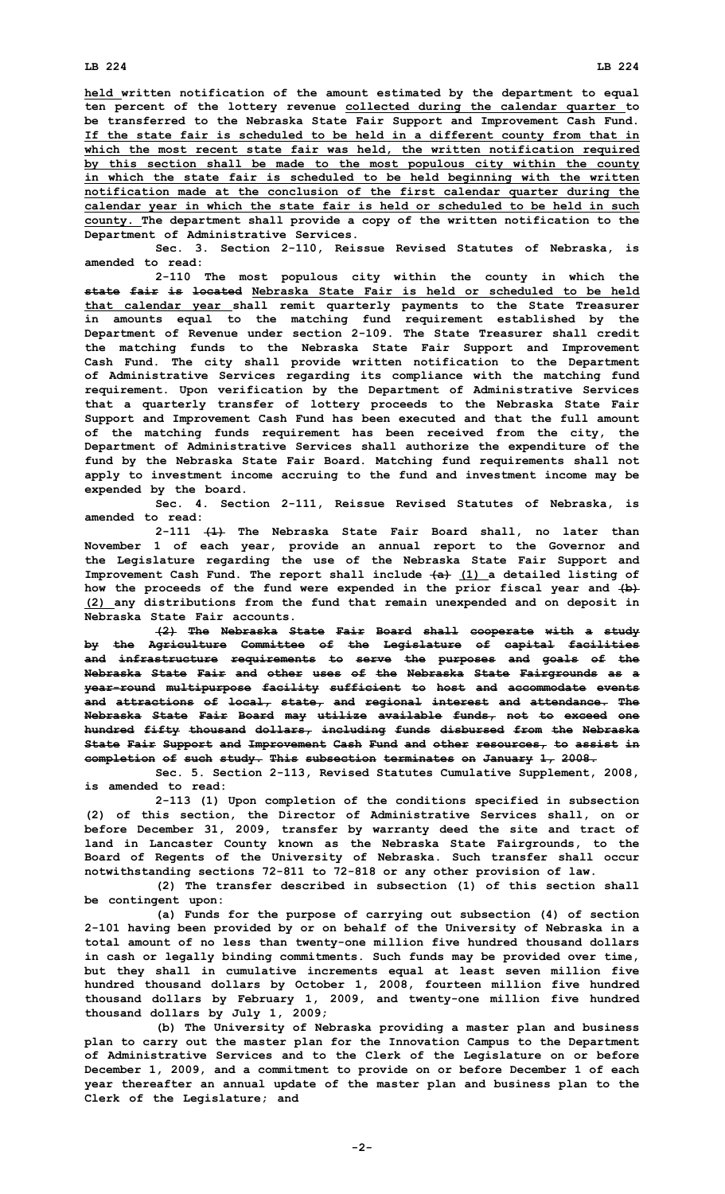held written notification of the amount estimated by the department to equal ten percent of the lottery revenue collected during the calendar quarter to be transferred to the Nebraska State Fair Support and Improvement Cash Fund. If the state fair is scheduled to be held in a different county from that in which the most recent state fair was held, the written notification required by this section shall be made to the most populous city within the county in which the state fair is scheduled to be held beginning with the written notification made at the conclusion of the first calendar quarter during the calendar year in which the state fair is held or scheduled to be held in such county. The department shall provide a copy of the written notification to the Department of Administrative Services.

Sec. 3. Section 2-110, Reissue Revised Statutes of Nebraska, is amended to read:

2-110 The most populous city within the county in which the ~~state fair is located~~ Nebraska State Fair is held or scheduled to be held that calendar year shall remit quarterly payments to the State Treasurer in amounts equal to the matching fund requirement established by the Department of Revenue under section 2-109. The State Treasurer shall credit the matching funds to the Nebraska State Fair Support and Improvement Cash Fund. The city shall provide written notification to the Department of Administrative Services regarding its compliance with the matching fund requirement. Upon verification by the Department of Administrative Services that a quarterly transfer of lottery proceeds to the Nebraska State Fair Support and Improvement Cash Fund has been executed and that the full amount of the matching funds requirement has been received from the city, the Department of Administrative Services shall authorize the expenditure of the fund by the Nebraska State Fair Board. Matching fund requirements shall not apply to investment income accruing to the fund and investment income may be expended by the board.

Sec. 4. Section 2-111, Reissue Revised Statutes of Nebraska, is amended to read:

2-111 ~~(1)~~ The Nebraska State Fair Board shall, no later than November 1 of each year, provide an annual report to the Governor and the Legislature regarding the use of the Nebraska State Fair Support and Improvement Cash Fund. The report shall include ~~(a)~~ (1) a detailed listing of how the proceeds of the fund were expended in the prior fiscal year and ~~(b)~~ (2) any distributions from the fund that remain unexpended and on deposit in Nebraska State Fair accounts.

~~(2) The Nebraska State Fair Board shall cooperate with a study by the Agriculture Committee of the Legislature of capital facilities and infrastructure requirements to serve the purposes and goals of the Nebraska State Fair and other uses of the Nebraska State Fairgrounds as a year-round multipurpose facility sufficient to host and accommodate events and attractions of local, state, and regional interest and attendance. The Nebraska State Fair Board may utilize available funds, not to exceed one hundred fifty thousand dollars, including funds disbursed from the Nebraska State Fair Support and Improvement Cash Fund and other resources, to assist in completion of such study. This subsection terminates on January 1, 2008.~~

Sec. 5. Section 2-113, Revised Statutes Cumulative Supplement, 2008, is amended to read:

2-113 (1) Upon completion of the conditions specified in subsection (2) of this section, the Director of Administrative Services shall, on or before December 31, 2009, transfer by warranty deed the site and tract of land in Lancaster County known as the Nebraska State Fairgrounds, to the Board of Regents of the University of Nebraska. Such transfer shall occur notwithstanding sections 72-811 to 72-818 or any other provision of law.

(2) The transfer described in subsection (1) of this section shall be contingent upon:

(a) Funds for the purpose of carrying out subsection (4) of section 2-101 having been provided by or on behalf of the University of Nebraska in a total amount of no less than twenty-one million five hundred thousand dollars in cash or legally binding commitments. Such funds may be provided over time, but they shall in cumulative increments equal at least seven million five hundred thousand dollars by October 1, 2008, fourteen million five hundred thousand dollars by February 1, 2009, and twenty-one million five hundred thousand dollars by July 1, 2009;

(b) The University of Nebraska providing a master plan and business plan to carry out the master plan for the Innovation Campus to the Department of Administrative Services and to the Clerk of the Legislature on or before December 1, 2009, and a commitment to provide on or before December 1 of each year thereafter an annual update of the master plan and business plan to the Clerk of the Legislature; and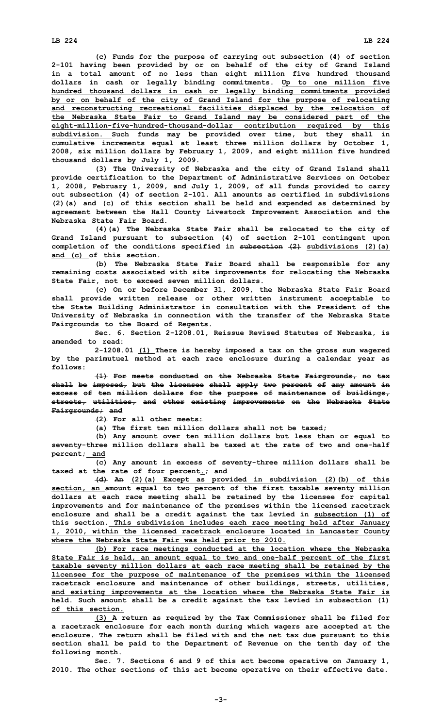(c) Funds for the purpose of carrying out subsection (4) of section 2-101 having been provided by or on behalf of the city of Grand Island in a total amount of no less than eight million five hundred thousand dollars in cash or legally binding commitments. Up to one million five hundred thousand dollars in cash or legally binding commitments provided by or on behalf of the city of Grand Island for the purpose of relocating and reconstructing recreational facilities displaced by the relocation of the Nebraska State Fair to Grand Island may be considered part of the eight-million-five-hundred-thousand-dollar contribution required by this subdivision. Such funds may be provided over time, but they shall in cumulative increments equal at least three million dollars by October 1, 2008, six million dollars by February 1, 2009, and eight million five hundred thousand dollars by July 1, 2009.

(3) The University of Nebraska and the city of Grand Island shall provide certification to the Department of Administrative Services on October 1, 2008, February 1, 2009, and July 1, 2009, of all funds provided to carry out subsection (4) of section 2-101. All amounts as certified in subdivisions (2)(a) and (c) of this section shall be held and expended as determined by agreement between the Hall County Livestock Improvement Association and the Nebraska State Fair Board.

(4)(a) The Nebraska State Fair shall be relocated to the city of Grand Island pursuant to subsection (4) of section 2-101 contingent upon completion of the conditions specified in ~~subsection (2)~~ subdivisions (2)(a) and (c) of this section.

(b) The Nebraska State Fair Board shall be responsible for any remaining costs associated with site improvements for relocating the Nebraska State Fair, not to exceed seven million dollars.

(c) On or before December 31, 2009, the Nebraska State Fair Board shall provide written release or other written instrument acceptable to the State Building Administrator in consultation with the President of the University of Nebraska in connection with the transfer of the Nebraska State Fairgrounds to the Board of Regents.

Sec. 6. Section 2-1208.01, Reissue Revised Statutes of Nebraska, is amended to read:

2-1208.01 (1) There is hereby imposed a tax on the gross sum wagered by the parimutuel method at each race enclosure during a calendar year as follows:

~~(1) For meets conducted on the Nebraska State Fairgrounds, no tax shall be imposed, but the licensee shall apply two percent of any amount in excess of ten million dollars for the purpose of maintenance of buildings, streets, utilities, and other existing improvements on the Nebraska State Fairgrounds; and~~

~~(2) For all other meets:~~

(a) The first ten million dollars shall not be taxed;

(b) Any amount over ten million dollars but less than or equal to seventy-three million dollars shall be taxed at the rate of two and one-half percent; and

(c) Any amount in excess of seventy-three million dollars shall be taxed at the rate of four percent.~~; and~~

~~(d) An~~ (2)(a) Except as provided in subdivision (2)(b) of this section, an amount equal to two percent of the first taxable seventy million dollars at each race meeting shall be retained by the licensee for capital improvements and for maintenance of the premises within the licensed racetrack enclosure and shall be a credit against the tax levied in subsection (1) of this section. This subdivision includes each race meeting held after January 1, 2010, within the licensed racetrack enclosure located in Lancaster County where the Nebraska State Fair was held prior to 2010.

(b) For race meetings conducted at the location where the Nebraska State Fair is held, an amount equal to two and one-half percent of the first taxable seventy million dollars at each race meeting shall be retained by the licensee for the purpose of maintenance of the premises within the licensed racetrack enclosure and maintenance of other buildings, streets, utilities, and existing improvements at the location where the Nebraska State Fair is held. Such amount shall be a credit against the tax levied in subsection (1) of this section.

(3) A return as required by the Tax Commissioner shall be filed for a racetrack enclosure for each month during which wagers are accepted at the enclosure. The return shall be filed with and the net tax due pursuant to this section shall be paid to the Department of Revenue on the tenth day of the following month.

Sec. 7. Sections 6 and 9 of this act become operative on January 1, 2010. The other sections of this act become operative on their effective date.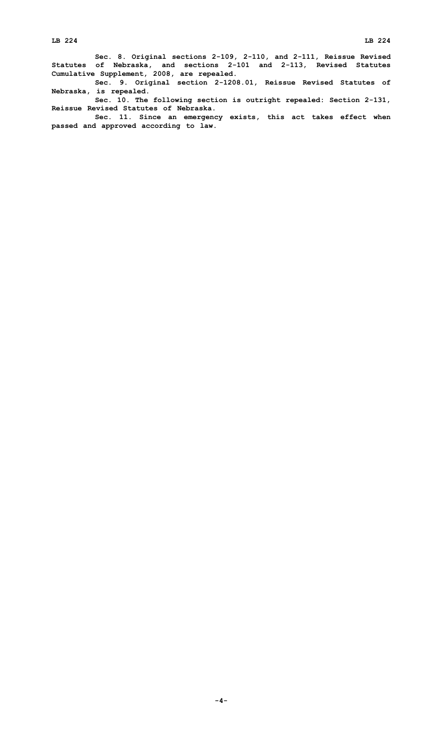Sec. 8. Original sections 2-109, 2-110, and 2-111, Reissue Revised Statutes of Nebraska, and sections 2-101 and 2-113, Revised Statutes Cumulative Supplement, 2008, are repealed.

Sec. 9. Original section 2-1208.01, Reissue Revised Statutes of Nebraska, is repealed.

Sec. 10. The following section is outright repealed: Section 2-131, Reissue Revised Statutes of Nebraska.

Sec. 11. Since an emergency exists, this act takes effect when passed and approved according to law.